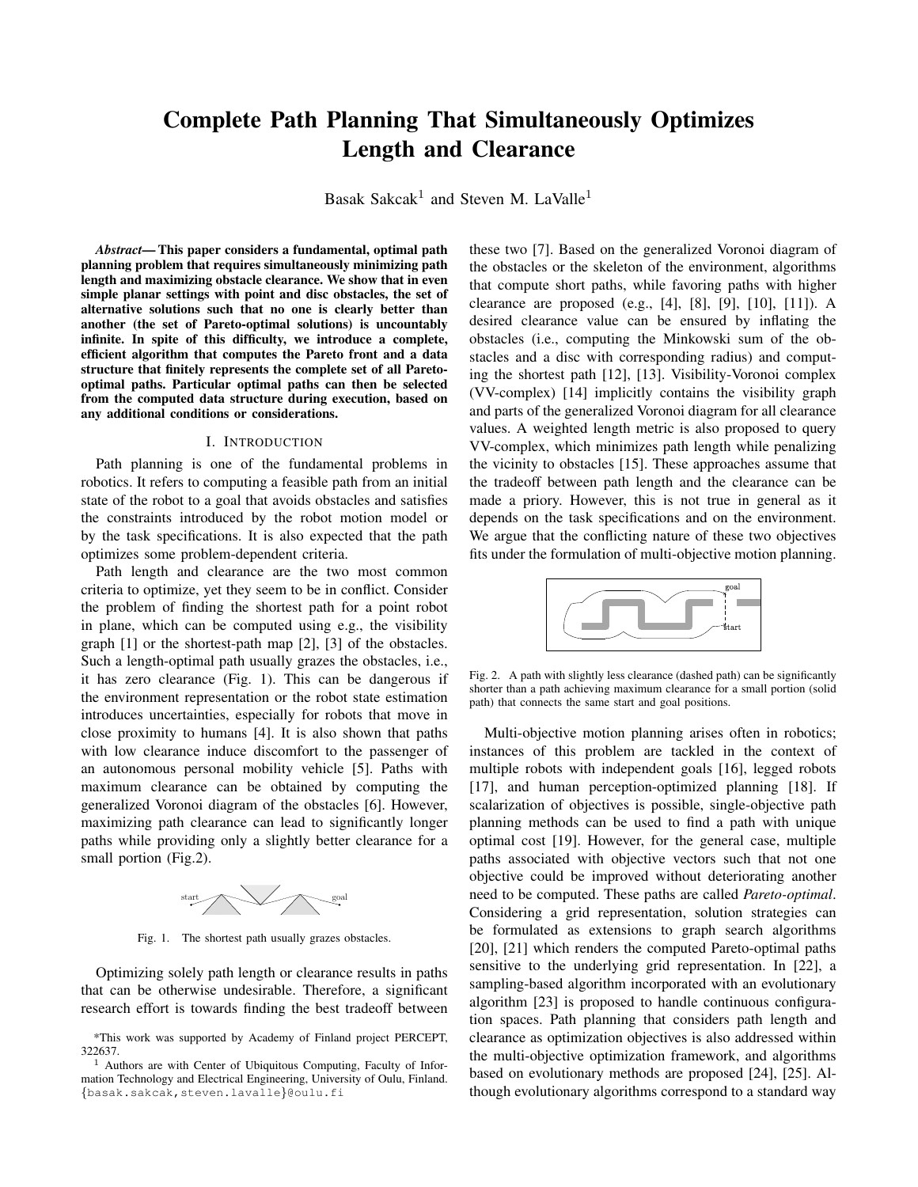# Complete Path Planning That Simultaneously Optimizes Length and Clearance

Basak Sakcak[1] and Steven M. LaValle[1]

***Abstract*— This paper considers a fundamental, optimal path planning problem that requires simultaneously minimizing path length and maximizing obstacle clearance. We show that in even simple planar settings with point and disc obstacles, the set of alternative solutions such that no one is clearly better than another (the set of Pareto-optimal solutions) is uncountably infinite. In spite of this difficulty, we introduce a complete, efficient algorithm that computes the Pareto front and a data structure that finitely represents the complete set of all Pareto-optimal paths. Particular optimal paths can then be selected from the computed data structure during execution, based on any additional conditions or considerations.**

## I. INTRODUCTION

Path planning is one of the fundamental problems in robotics. It refers to computing a feasible path from an initial state of the robot to a goal that avoids obstacles and satisfies the constraints introduced by the robot motion model or by the task specifications. It is also expected that the path optimizes some problem-dependent criteria.

Path length and clearance are the two most common criteria to optimize, yet they seem to be in conflict. Consider the problem of finding the shortest path for a point robot in plane, which can be computed using e.g., the visibility graph [1] or the shortest-path map [2], [3] of the obstacles. Such a length-optimal path usually grazes the obstacles, i.e., it has zero clearance (Fig. 1). This can be dangerous if the environment representation or the robot state estimation introduces uncertainties, especially for robots that move in close proximity to humans [4]. It is also shown that paths with low clearance induce discomfort to the passenger of an autonomous personal mobility vehicle [5]. Paths with maximum clearance can be obtained by computing the generalized Voronoi diagram of the obstacles [6]. However, maximizing path clearance can lead to significantly longer paths while providing only a slightly better clearance for a small portion (Fig.2).

Fig. 1. The shortest path usually grazes obstacles.

Optimizing solely path length or clearance results in paths that can be otherwise undesirable. Therefore, a significant research effort is towards finding the best tradeoff between these two [7]. Based on the generalized Voronoi diagram of the obstacles or the skeleton of the environment, algorithms that compute short paths, while favoring paths with higher clearance are proposed (e.g., [4], [8], [9], [10], [11]). A desired clearance value can be ensured by inflating the obstacles (i.e., computing the Minkowski sum of the obstacles and a disc with corresponding radius) and computing the shortest path [12], [13]. Visibility-Voronoi complex (VV-complex) [14] implicitly contains the visibility graph and parts of the generalized Voronoi diagram for all clearance values. A weighted length metric is also proposed to query VV-complex, which minimizes path length while penalizing the vicinity to obstacles [15]. These approaches assume that the tradeoff between path length and the clearance can be made a priory. However, this is not true in general as it depends on the task specifications and on the environment. We argue that the conflicting nature of these two objectives fits under the formulation of multi-objective motion planning.

Fig. 2. A path with slightly less clearance (dashed path) can be significantly shorter than a path achieving maximum clearance for a small portion (solid path) that connects the same start and goal positions.

Multi-objective motion planning arises often in robotics; instances of this problem are tackled in the context of multiple robots with independent goals [16], legged robots [17], and human perception-optimized planning [18]. If scalarization of objectives is possible, single-objective path planning methods can be used to find a path with unique optimal cost [19]. However, for the general case, multiple paths associated with objective vectors such that not one objective could be improved without deteriorating another need to be computed. These paths are called *Pareto-optimal*. Considering a grid representation, solution strategies can be formulated as extensions to graph search algorithms [20], [21] which renders the computed Pareto-optimal paths sensitive to the underlying grid representation. In [22], a sampling-based algorithm incorporated with an evolutionary algorithm [23] is proposed to handle continuous configuration spaces. Path planning that considers path length and clearance as optimization objectives is also addressed within the multi-objective optimization framework, and algorithms based on evolutionary methods are proposed [24], [25]. Although evolutionary algorithms correspond to a standard way

---

*This work was supported by Academy of Finland project PERCEPT, 322637.

[1] Authors are with Center of Ubiquitous Computing, Faculty of Information Technology and Electrical Engineering, University of Oulu, Finland. {basak.sakcak,steven.lavalle}@oulu.fi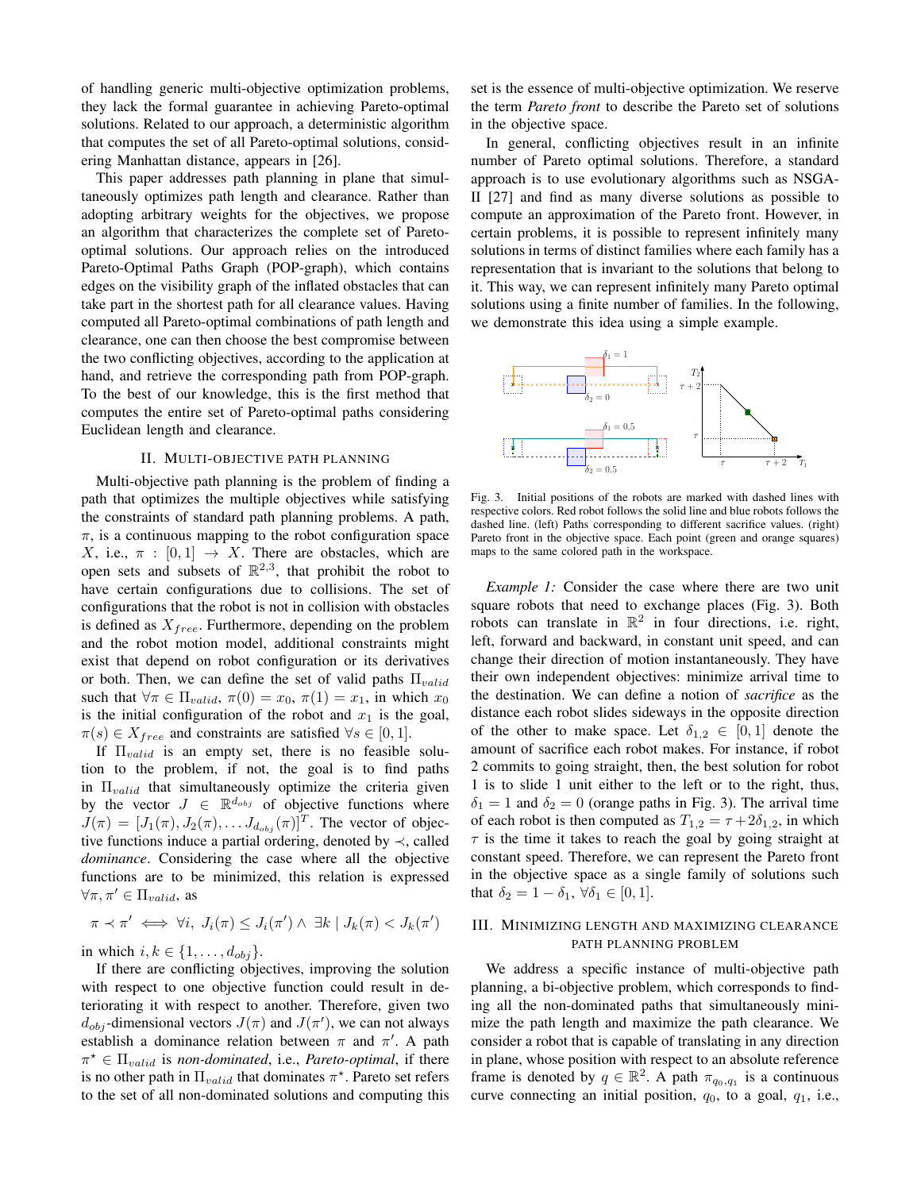of handling generic multi-objective optimization problems, they lack the formal guarantee in achieving Pareto-optimal solutions. Related to our approach, a deterministic algorithm that computes the set of all Pareto-optimal solutions, considering Manhattan distance, appears in [26].

This paper addresses path planning in plane that simultaneously optimizes path length and clearance. Rather than adopting arbitrary weights for the objectives, we propose an algorithm that characterizes the complete set of Pareto-optimal solutions. Our approach relies on the introduced Pareto-Optimal Paths Graph (POP-graph), which contains edges on the visibility graph of the inflated obstacles that can take part in the shortest path for all clearance values. Having computed all Pareto-optimal combinations of path length and clearance, one can then choose the best compromise between the two conflicting objectives, according to the application at hand, and retrieve the corresponding path from POP-graph. To the best of our knowledge, this is the first method that computes the entire set of Pareto-optimal paths considering Euclidean length and clearance.

## II. Multi-objective path planning

Multi-objective path planning is the problem of finding a path that optimizes the multiple objectives while satisfying the constraints of standard path planning problems. A path, $\pi$, is a continuous mapping to the robot configuration space $X$, i.e., $\pi : [0,1] \to X$. There are obstacles, which are open sets and subsets of $\mathbb{R}^{2,3}$, that prohibit the robot to have certain configurations due to collisions. The set of configurations that the robot is not in collision with obstacles is defined as $X_{free}$. Furthermore, depending on the problem and the robot motion model, additional constraints might exist that depend on robot configuration or its derivatives or both. Then, we can define the set of valid paths $\Pi_{valid}$ such that $\forall \pi \in \Pi_{valid}$, $\pi(0) = x_0$, $\pi(1) = x_1$, in which $x_0$ is the initial configuration of the robot and $x_1$ is the goal, $\pi(s) \in X_{free}$ and constraints are satisfied $\forall s \in [0,1]$.

If $\Pi_{valid}$ is an empty set, there is no feasible solution to the problem, if not, the goal is to find paths in $\Pi_{valid}$ that simultaneously optimize the criteria given by the vector $J \in \mathbb{R}^{d_{obj}}$ of objective functions where $J(\pi) = [J_1(\pi), J_2(\pi), \dots J_{d_{obj}}(\pi)]^T$. The vector of objective functions induce a partial ordering, denoted by $\prec$, called *dominance*. Considering the case where all the objective functions are to be minimized, this relation is expressed $\forall \pi, \pi' \in \Pi_{valid}$, as

$$\pi \prec \pi' \iff \forall i,\ J_i(\pi) \leq J_i(\pi') \wedge \exists k \mid J_k(\pi) < J_k(\pi')$$

in which $i, k \in \{1, \dots, d_{obj}\}$.

If there are conflicting objectives, improving the solution with respect to one objective function could result in deteriorating it with respect to another. Therefore, given two $d_{obj}$-dimensional vectors $J(\pi)$ and $J(\pi')$, we can not always establish a dominance relation between $\pi$ and $\pi'$. A path $\pi^\star \in \Pi_{valid}$ is *non-dominated*, i.e., *Pareto-optimal*, if there is no other path in $\Pi_{valid}$ that dominates $\pi^\star$. Pareto set refers to the set of all non-dominated solutions and computing this set is the essence of multi-objective optimization. We reserve the term *Pareto front* to describe the Pareto set of solutions in the objective space.

In general, conflicting objectives result in an infinite number of Pareto optimal solutions. Therefore, a standard approach is to use evolutionary algorithms such as NSGA-II [27] and find as many diverse solutions as possible to compute an approximation of the Pareto front. However, in certain problems, it is possible to represent infinitely many solutions in terms of distinct families where each family has a representation that is invariant to the solutions that belong to it. This way, we can represent infinitely many Pareto optimal solutions using a finite number of families. In the following, we demonstrate this idea using a simple example.

Fig. 3. Initial positions of the robots are marked with dashed lines with respective colors. Red robot follows the solid line and blue robots follows the dashed line. (left) Paths corresponding to different sacrifice values. (right) Pareto front in the objective space. Each point (green and orange squares) maps to the same colored path in the workspace.

*Example 1:* Consider the case where there are two unit square robots that need to exchange places (Fig. 3). Both robots can translate in $\mathbb{R}^2$ in four directions, i.e. right, left, forward and backward, in constant unit speed, and can change their direction of motion instantaneously. They have their own independent objectives: minimize arrival time to the destination. We can define a notion of *sacrifice* as the distance each robot slides sideways in the opposite direction of the other to make space. Let $\delta_{1,2} \in [0,1]$ denote the amount of sacrifice each robot makes. For instance, if robot 2 commits to going straight, then, the best solution for robot 1 is to slide 1 unit either to the left or to the right, thus, $\delta_1 = 1$ and $\delta_2 = 0$ (orange paths in Fig. 3). The arrival time of each robot is then computed as $T_{1,2} = \tau + 2\delta_{1,2}$, in which $\tau$ is the time it takes to reach the goal by going straight at constant speed. Therefore, we can represent the Pareto front in the objective space as a single family of solutions such that $\delta_2 = 1 - \delta_1$, $\forall \delta_1 \in [0,1]$.

## III. Minimizing length and maximizing clearance path planning problem

We address a specific instance of multi-objective path planning, a bi-objective problem, which corresponds to finding all the non-dominated paths that simultaneously minimize the path length and maximize the path clearance. We consider a robot that is capable of translating in any direction in plane, whose position with respect to an absolute reference frame is denoted by $q \in \mathbb{R}^2$. A path $\pi_{q_0,q_1}$ is a continuous curve connecting an initial position, $q_0$, to a goal, $q_1$, i.e.,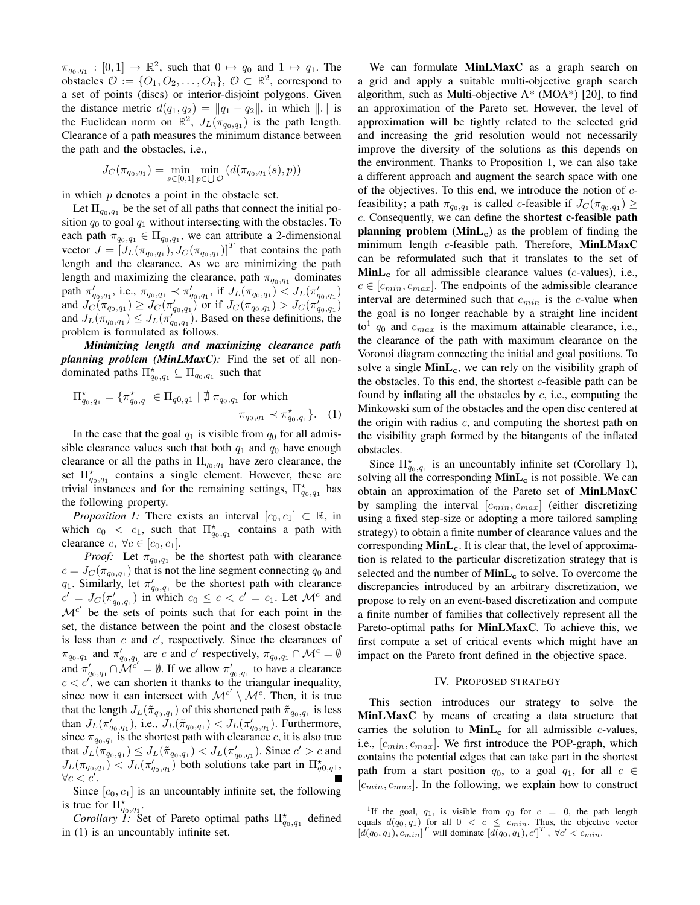$\pi_{q_0,q_1} : [0,1] \to \mathbb{R}^2$, such that $0 \mapsto q_0$ and $1 \mapsto q_1$. The obstacles $\mathcal{O} := \{O_1, O_2, \ldots, O_n\}$, $\mathcal{O} \subset \mathbb{R}^2$, correspond to a set of points (discs) or interior-disjoint polygons. Given the distance metric $d(q_1, q_2) = \|q_1 - q_2\|$, in which $\|.\|$ is the Euclidean norm on $\mathbb{R}^2$, $J_L(\pi_{q_0,q_1})$ is the path length. Clearance of a path measures the minimum distance between the path and the obstacles, i.e.,

$$J_C(\pi_{q_0,q_1}) = \min_{s\in[0,1]} \min_{p\in\bigcup\mathcal{O}} (d(\pi_{q_0,q_1}(s), p))$$

in which $p$ denotes a point in the obstacle set.

Let $\Pi_{q_0,q_1}$ be the set of all paths that connect the initial position $q_0$ to goal $q_1$ without intersecting with the obstacles. To each path $\pi_{q_0,q_1} \in \Pi_{q_0,q_1}$, we can attribute a 2-dimensional vector $J = [J_L(\pi_{q_0,q_1}), J_C(\pi_{q_0,q_1})]^T$ that contains the path length and the clearance. As we are minimizing the path length and maximizing the clearance, path $\pi_{q_0,q_1}$ dominates path $\pi'_{q_0,q_1}$, i.e., $\pi_{q_0,q_1} \prec \pi'_{q_0,q_1}$, if $J_L(\pi_{q_0,q_1}) < J_L(\pi'_{q_0,q_1})$ and $J_C(\pi_{q_0,q_1}) \geq J_C(\pi'_{q_0,q_1})$ or if $J_C(\pi_{q_0,q_1}) > J_C(\pi'_{q_0,q_1})$ and $J_L(\pi_{q_0,q_1}) \leq J_L(\pi'_{q_0,q_1})$. Based on these definitions, the problem is formulated as follows.

***Minimizing length and maximizing clearance path planning problem (MinLMaxC):*** Find the set of all non-dominated paths $\Pi^\star_{q_0,q_1} \subseteq \Pi_{q_0,q_1}$ such that

$$\Pi^\star_{q_0,q_1} = \{\pi^\star_{q_0,q_1} \in \Pi_{q0,q1} \mid \nexists\, \pi_{q_0,q_1} \text{ for which } \pi_{q_0,q_1} \prec \pi^\star_{q_0,q_1}\}. \quad (1)$$

In the case that the goal $q_1$ is visible from $q_0$ for all admissible clearance values such that both $q_1$ and $q_0$ have enough clearance or all the paths in $\Pi_{q_0,q_1}$ have zero clearance, the set $\Pi^\star_{q_0,q_1}$ contains a single element. However, these are trivial instances and for the remaining settings, $\Pi^\star_{q_0,q_1}$ has the following property.

*Proposition 1:* There exists an interval $[c_0, c_1] \subset \mathbb{R}$, in which $c_0 < c_1$, such that $\Pi^\star_{q_0,q_1}$ contains a path with clearance $c$, $\forall c \in [c_0, c_1]$.

*Proof:* Let $\pi_{q_0,q_1}$ be the shortest path with clearance $c = J_C(\pi_{q_0,q_1})$ that is not the line segment connecting $q_0$ and $q_1$. Similarly, let $\pi'_{q_0,q_1}$ be the shortest path with clearance $c' = J_C(\pi'_{q_0,q_1})$ in which $c_0 \leq c < c' = c_1$. Let $\mathcal{M}^c$ and $\mathcal{M}^{c'}$ be the sets of points such that for each point in the set, the distance between the point and the closest obstacle is less than $c$ and $c'$, respectively. Since the clearances of $\pi_{q_0,q_1}$ and $\pi'_{q_0,q_1}$ are $c$ and $c'$ respectively, $\pi_{q_0,q_1} \cap \mathcal{M}^c = \emptyset$ and $\pi'_{q_0,q_1} \cap \mathcal{M}^{c'} = \emptyset$. If we allow $\pi'_{q_0,q_1}$ to have a clearance $c < c'$, we can shorten it thanks to the triangular inequality, since now it can intersect with $\mathcal{M}^{c'} \setminus \mathcal{M}^c$. Then, it is true that the length $J_L(\tilde{\pi}_{q_0,q_1})$ of this shortened path $\tilde{\pi}_{q_0,q_1}$ is less than $J_L(\pi'_{q_0,q_1})$, i.e., $J_L(\tilde{\pi}_{q_0,q_1}) < J_L(\pi'_{q_0,q_1})$. Furthermore, since $\pi_{q_0,q_1}$ is the shortest path with clearance $c$, it is also true that $J_L(\pi_{q_0,q_1}) \leq J_L(\tilde{\pi}_{q_0,q_1}) < J_L(\pi'_{q_0,q_1})$. Since $c' > c$ and $J_L(\pi_{q_0,q_1}) < J_L(\pi'_{q_0,q_1})$ both solutions take part in $\Pi^\star_{q0,q1}$, $\forall c < c'$. ■

Since $[c_0, c_1]$ is an uncountably infinite set, the following is true for $\Pi^\star_{q_0,q_1}$.

*Corollary 1:* Set of Pareto optimal paths $\Pi^\star_{q_0,q_1}$ defined in (1) is an uncountably infinite set.

We can formulate **MinLMaxC** as a graph search on a grid and apply a suitable multi-objective graph search algorithm, such as Multi-objective A* (MOA*) [20], to find an approximation of the Pareto set. However, the level of approximation will be tightly related to the selected grid and increasing the grid resolution would not necessarily improve the diversity of the solutions as this depends on the environment. Thanks to Proposition 1, we can also take a different approach and augment the search space with one of the objectives. To this end, we introduce the notion of $c$-feasibility; a path $\pi_{q_0,q_1}$ is called $c$-feasible if $J_C(\pi_{q_0,q_1}) \geq c$. Consequently, we can define the **shortest c-feasible path planning problem ($\mathbf{MinL_c}$)** as the problem of finding the minimum length $c$-feasible path. Therefore, **MinLMaxC** can be reformulated such that it translates to the set of $\mathbf{MinL_c}$ for all admissible clearance values ($c$-values), i.e., $c \in [c_{min}, c_{max}]$. The endpoints of the admissible clearance interval are determined such that $c_{min}$ is the $c$-value when the goal is no longer reachable by a straight line incident to[1] $q_0$ and $c_{max}$ is the maximum attainable clearance, i.e., the clearance of the path with maximum clearance on the Voronoi diagram connecting the initial and goal positions. To solve a single $\mathbf{MinL_c}$, we can rely on the visibility graph of the obstacles. To this end, the shortest $c$-feasible path can be found by inflating all the obstacles by $c$, i.e., computing the Minkowski sum of the obstacles and the open disc centered at the origin with radius $c$, and computing the shortest path on the visibility graph formed by the bitangents of the inflated obstacles.

Since $\Pi^\star_{q_0,q_1}$ is an uncountably infinite set (Corollary 1), solving all the corresponding $\mathbf{MinL_c}$ is not possible. We can obtain an approximation of the Pareto set of **MinLMaxC** by sampling the interval $[c_{min}, c_{max}]$ (either discretizing using a fixed step-size or adopting a more tailored sampling strategy) to obtain a finite number of clearance values and the corresponding $\mathbf{MinL_c}$. It is clear that, the level of approximation is related to the particular discretization strategy that is selected and the number of $\mathbf{MinL_c}$ to solve. To overcome the discrepancies introduced by an arbitrary discretization, we propose to rely on an event-based discretization and compute a finite number of families that collectively represent all the Pareto-optimal paths for **MinLMaxC**. To achieve this, we first compute a set of critical events which might have an impact on the Pareto front defined in the objective space.

## IV. Proposed Strategy

This section introduces our strategy to solve the **MinLMaxC** by means of creating a data structure that carries the solution to $\mathbf{MinL_c}$ for all admissible $c$-values, i.e., $[c_{min}, c_{max}]$. We first introduce the POP-graph, which contains the potential edges that can take part in the shortest path from a start position $q_0$, to a goal $q_1$, for all $c \in [c_{min}, c_{max}]$. In the following, we explain how to construct

[1] If the goal, $q_1$, is visible from $q_0$ for $c = 0$, the path length equals $d(q_0, q_1)$ for all $0 < c \leq c_{min}$. Thus, the objective vector $[d(q_0, q_1), c_{min}]^T$ will dominate $[d(q_0, q_1), c']^T$, $\forall c' < c_{min}$.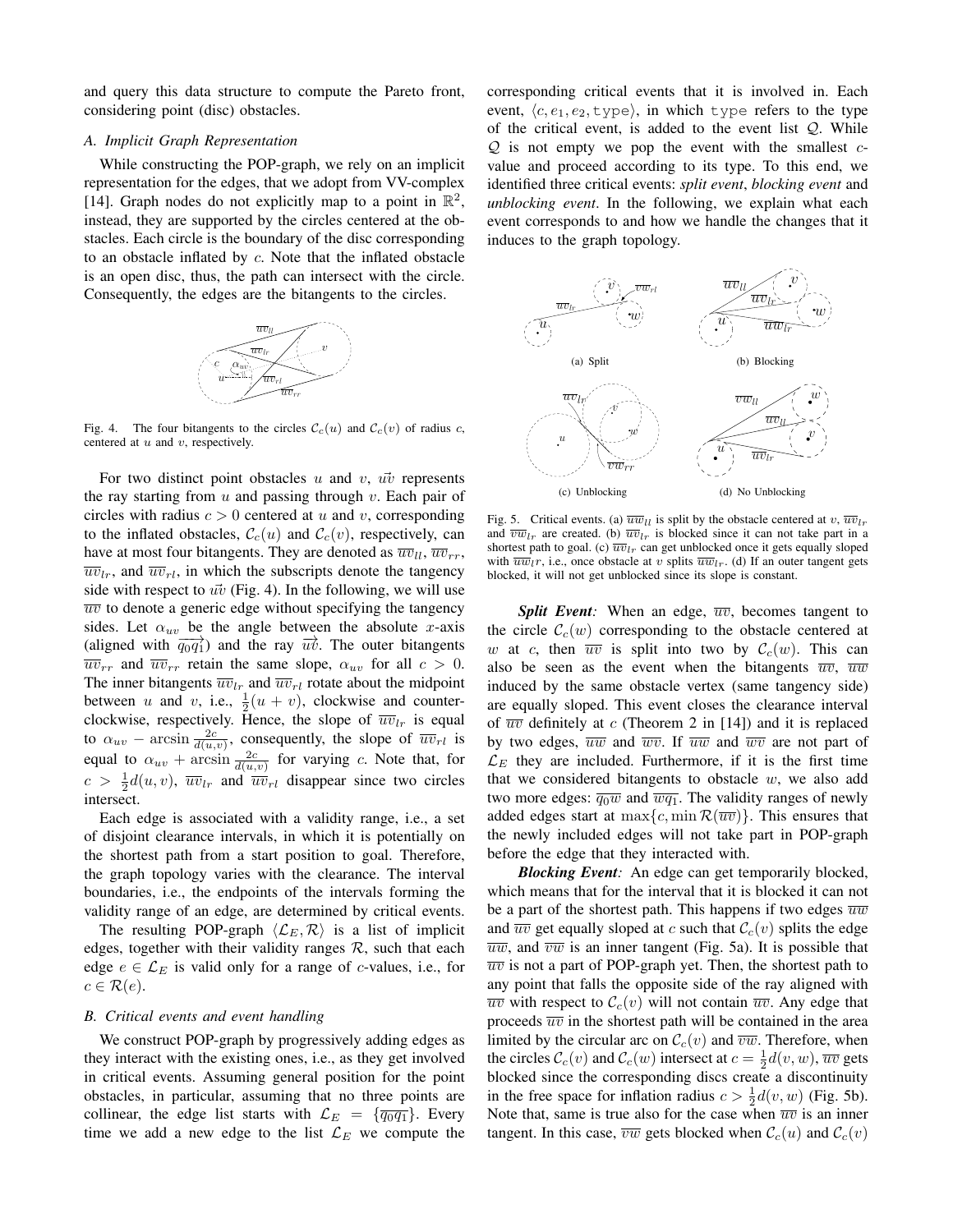and query this data structure to compute the Pareto front, considering point (disc) obstacles.

### A. Implicit Graph Representation

While constructing the POP-graph, we rely on an implicit representation for the edges, that we adopt from VV-complex [14]. Graph nodes do not explicitly map to a point in $\mathbb{R}^2$, instead, they are supported by the circles centered at the obstacles. Each circle is the boundary of the disc corresponding to an obstacle inflated by $c$. Note that the inflated obstacle is an open disc, thus, the path can intersect with the circle. Consequently, the edges are the bitangents to the circles.

Fig. 4. The four bitangents to the circles $\mathcal{C}_c(u)$ and $\mathcal{C}_c(v)$ of radius $c$, centered at $u$ and $v$, respectively.

For two distinct point obstacles $u$ and $v$, $\vec{uv}$ represents the ray starting from $u$ and passing through $v$. Each pair of circles with radius $c > 0$ centered at $u$ and $v$, corresponding to the inflated obstacles, $\mathcal{C}_c(u)$ and $\mathcal{C}_c(v)$, respectively, can have at most four bitangents. They are denoted as $\overline{uv}_{ll}$, $\overline{uv}_{rr}$, $\overline{uv}_{lr}$, and $\overline{uv}_{rl}$, in which the subscripts denote the tangency side with respect to $\vec{uv}$ (Fig. 4). In the following, we will use $\overline{uv}$ to denote a generic edge without specifying the tangency sides. Let $\alpha_{uv}$ be the angle between the absolute $x$-axis (aligned with $\overrightarrow{q_0q_1}$) and the ray $\vec{uv}$. The outer bitangents $\overline{uv}_{rr}$ and $\overline{uv}_{rr}$ retain the same slope, $\alpha_{uv}$ for all $c > 0$. The inner bitangents $\overline{uv}_{lr}$ and $\overline{uv}_{rl}$ rotate about the midpoint between $u$ and $v$, i.e., $\frac{1}{2}(u+v)$, clockwise and counter-clockwise, respectively. Hence, the slope of $\overline{uv}_{lr}$ is equal to $\alpha_{uv} - \arcsin\frac{2c}{d(u,v)}$, consequently, the slope of $\overline{uv}_{rl}$ is equal to $\alpha_{uv} + \arcsin\frac{2c}{d(u,v)}$ for varying $c$. Note that, for $c > \frac{1}{2}d(u,v)$, $\overline{uv}_{lr}$ and $\overline{uv}_{rl}$ disappear since two circles intersect.

Each edge is associated with a validity range, i.e., a set of disjoint clearance intervals, in which it is potentially on the shortest path from a start position to goal. Therefore, the graph topology varies with the clearance. The interval boundaries, i.e., the endpoints of the intervals forming the validity range of an edge, are determined by critical events.

The resulting POP-graph $\langle \mathcal{L}_E, \mathcal{R}\rangle$ is a list of implicit edges, together with their validity ranges $\mathcal{R}$, such that each edge $e \in \mathcal{L}_E$ is valid only for a range of $c$-values, i.e., for $c \in \mathcal{R}(e)$.

### B. Critical events and event handling

We construct POP-graph by progressively adding edges as they interact with the existing ones, i.e., as they get involved in critical events. Assuming general position for the point obstacles, in particular, assuming that no three points are collinear, the edge list starts with $\mathcal{L}_E = \{\overline{q_0q_1}\}$. Every time we add a new edge to the list $\mathcal{L}_E$ we compute the corresponding critical events that it is involved in. Each event, $\langle c, e_1, e_2, \texttt{type}\rangle$, in which `type` refers to the type of the critical event, is added to the event list $\mathcal{Q}$. While $\mathcal{Q}$ is not empty we pop the event with the smallest $c$-value and proceed according to its type. To this end, we identified three critical events: *split event*, *blocking event* and *unblocking event*. In the following, we explain what each event corresponds to and how we handle the changes that it induces to the graph topology.

(a) Split (b) Blocking (c) Unblocking (d) No Unblocking

Fig. 5. Critical events. (a) $\overline{uw}_{ll}$ is split by the obstacle centered at $v$, $\overline{uv}_{lr}$ and $\overline{vw}_{lr}$ are created. (b) $\overline{uv}_{lr}$ is blocked since it can not take part in a shortest path to goal. (c) $\overline{uv}_{lr}$ can get unblocked once it gets equally sloped with $\overline{uw}_{lr}$, i.e., once obstacle at $v$ splits $\overline{uw}_{lr}$. (d) If an outer tangent gets blocked, it will not get unblocked since its slope is constant.

***Split Event:*** When an edge, $\overline{uv}$, becomes tangent to the circle $\mathcal{C}_c(w)$ corresponding to the obstacle centered at $w$ at $c$, then $\overline{uv}$ is split into two by $\mathcal{C}_c(w)$. This can also be seen as the event when the bitangents $\overline{uv}$, $\overline{uw}$ induced by the same obstacle vertex (same tangency side) are equally sloped. This event closes the clearance interval of $\overline{uv}$ definitely at $c$ (Theorem 2 in [14]) and it is replaced by two edges, $\overline{uw}$ and $\overline{wv}$. If $\overline{uw}$ and $\overline{wv}$ are not part of $\mathcal{L}_E$ they are included. Furthermore, if it is the first time that we considered bitangents to obstacle $w$, we also add two more edges: $\overline{q_0w}$ and $\overline{wq_1}$. The validity ranges of newly added edges start at $\max\{c, \min\mathcal{R}(\overline{uv})\}$. This ensures that the newly included edges will not take part in POP-graph before the edge that they interacted with.

***Blocking Event:*** An edge can get temporarily blocked, which means that for the interval that it is blocked it can not be a part of the shortest path. This happens if two edges $\overline{uw}$ and $\overline{uv}$ get equally sloped at $c$ such that $\mathcal{C}_c(v)$ splits the edge $\overline{uw}$, and $\overline{vw}$ is an inner tangent (Fig. 5a). It is possible that $\overline{uv}$ is not a part of POP-graph yet. Then, the shortest path to any point that falls the opposite side of the ray aligned with $\overline{uv}$ with respect to $\mathcal{C}_c(v)$ will not contain $\overline{uv}$. Any edge that proceeds $\overline{uv}$ in the shortest path will be contained in the area limited by the circular arc on $\mathcal{C}_c(v)$ and $\overline{vw}$. Therefore, when the circles $\mathcal{C}_c(v)$ and $\mathcal{C}_c(w)$ intersect at $c = \frac{1}{2}d(v,w)$, $\overline{uv}$ gets blocked since the corresponding discs create a discontinuity in the free space for inflation radius $c > \frac{1}{2}d(v,w)$ (Fig. 5b). Note that, same is true also for the case when $\overline{uv}$ is an inner tangent. In this case, $\overline{vw}$ gets blocked when $\mathcal{C}_c(u)$ and $\mathcal{C}_c(v)$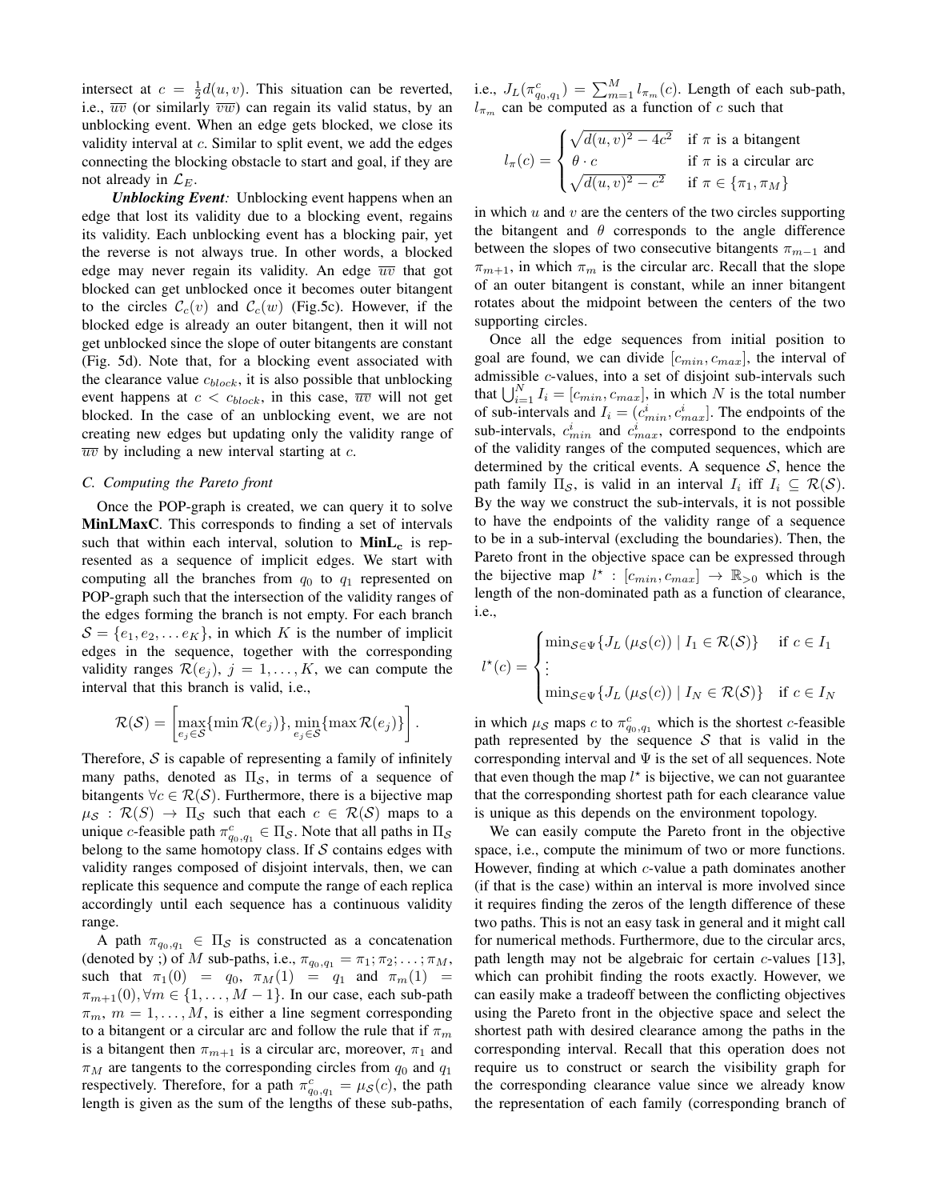intersect at $c = \frac{1}{2}d(u, v)$. This situation can be reverted, i.e., $\overline{uv}$ (or similarly $\overline{vw}$) can regain its valid status, by an unblocking event. When an edge gets blocked, we close its validity interval at $c$. Similar to split event, we add the edges connecting the blocking obstacle to start and goal, if they are not already in $\mathcal{L}_E$.

***Unblocking Event:*** Unblocking event happens when an edge that lost its validity due to a blocking event, regains its validity. Each unblocking event has a blocking pair, yet the reverse is not always true. In other words, a blocked edge may never regain its validity. An edge $\overline{uv}$ that got blocked can get unblocked once it becomes outer bitangent to the circles $\mathcal{C}_c(v)$ and $\mathcal{C}_c(w)$ (Fig.5c). However, if the blocked edge is already an outer bitangent, then it will not get unblocked since the slope of outer bitangents are constant (Fig. 5d). Note that, for a blocking event associated with the clearance value $c_{block}$, it is also possible that unblocking event happens at $c < c_{block}$, in this case, $\overline{uv}$ will not get blocked. In the case of an unblocking event, we are not creating new edges but updating only the validity range of $\overline{uv}$ by including a new interval starting at $c$.

### C. Computing the Pareto front

Once the POP-graph is created, we can query it to solve **MinLMaxC**. This corresponds to finding a set of intervals such that within each interval, solution to $\mathbf{MinL_c}$ is represented as a sequence of implicit edges. We start with computing all the branches from $q_0$ to $q_1$ represented on POP-graph such that the intersection of the validity ranges of the edges forming the branch is not empty. For each branch $\mathcal{S} = \{e_1, e_2, \dots e_K\}$, in which $K$ is the number of implicit edges in the sequence, together with the corresponding validity ranges $\mathcal{R}(e_j)$, $j = 1, \dots, K$, we can compute the interval that this branch is valid, i.e.,

$$\mathcal{R}(\mathcal{S}) = \left[\max_{e_j \in \mathcal{S}}\{\min \mathcal{R}(e_j)\}, \min_{e_j \in \mathcal{S}}\{\max \mathcal{R}(e_j)\}\right].$$

Therefore, $\mathcal{S}$ is capable of representing a family of infinitely many paths, denoted as $\Pi_{\mathcal{S}}$, in terms of a sequence of bitangents $\forall c \in \mathcal{R}(\mathcal{S})$. Furthermore, there is a bijective map $\mu_{\mathcal{S}} : \mathcal{R}(S) \to \Pi_{\mathcal{S}}$ such that each $c \in \mathcal{R}(\mathcal{S})$ maps to a unique $c$-feasible path $\pi^c_{q_0,q_1} \in \Pi_{\mathcal{S}}$. Note that all paths in $\Pi_{\mathcal{S}}$ belong to the same homotopy class. If $\mathcal{S}$ contains edges with validity ranges composed of disjoint intervals, then, we can replicate this sequence and compute the range of each replica accordingly until each sequence has a continuous validity range.

A path $\pi_{q_0,q_1} \in \Pi_{\mathcal{S}}$ is constructed as a concatenation (denoted by ;) of $M$ sub-paths, i.e., $\pi_{q_0,q_1} = \pi_1; \pi_2; \dots; \pi_M$, such that $\pi_1(0) = q_0$, $\pi_M(1) = q_1$ and $\pi_m(1) = \pi_{m+1}(0), \forall m \in \{1, \dots, M-1\}$. In our case, each sub-path $\pi_m$, $m = 1, \dots, M$, is either a line segment corresponding to a bitangent or a circular arc and follow the rule that if $\pi_m$ is a bitangent then $\pi_{m+1}$ is a circular arc, moreover, $\pi_1$ and $\pi_M$ are tangents to the corresponding circles from $q_0$ and $q_1$ respectively. Therefore, for a path $\pi^c_{q_0,q_1} = \mu_{\mathcal{S}}(c)$, the path length is given as the sum of the lengths of these sub-paths, i.e., $J_L(\pi^c_{q_0,q_1}) = \sum_{m=1}^{M} l_{\pi_m}(c)$. Length of each sub-path, $l_{\pi_m}$ can be computed as a function of $c$ such that

$$l_\pi(c) = \begin{cases} \sqrt{d(u,v)^2 - 4c^2} & \text{if } \pi \text{ is a bitangent} \\ \theta \cdot c & \text{if } \pi \text{ is a circular arc} \\ \sqrt{d(u,v)^2 - c^2} & \text{if } \pi \in \{\pi_1, \pi_M\} \end{cases}$$

in which $u$ and $v$ are the centers of the two circles supporting the bitangent and $\theta$ corresponds to the angle difference between the slopes of two consecutive bitangents $\pi_{m-1}$ and $\pi_{m+1}$, in which $\pi_m$ is the circular arc. Recall that the slope of an outer bitangent is constant, while an inner bitangent rotates about the midpoint between the centers of the two supporting circles.

Once all the edge sequences from initial position to goal are found, we can divide $[c_{min}, c_{max}]$, the interval of admissible $c$-values, into a set of disjoint sub-intervals such that $\bigcup_{i=1}^{N} I_i = [c_{min}, c_{max}]$, in which $N$ is the total number of sub-intervals and $I_i = (c^i_{min}, c^i_{max}]$. The endpoints of the sub-intervals, $c^i_{min}$ and $c^i_{max}$, correspond to the endpoints of the validity ranges of the computed sequences, which are determined by the critical events. A sequence $\mathcal{S}$, hence the path family $\Pi_{\mathcal{S}}$, is valid in an interval $I_i$ iff $I_i \subseteq \mathcal{R}(\mathcal{S})$. By the way we construct the sub-intervals, it is not possible to have the endpoints of the validity range of a sequence to be in a sub-interval (excluding the boundaries). Then, the Pareto front in the objective space can be expressed through the bijective map $l^\star : [c_{min}, c_{max}] \to \mathbb{R}_{>0}$ which is the length of the non-dominated path as a function of clearance, i.e.,

$$l^\star(c) = \begin{cases} \min_{\mathcal{S} \in \Psi}\{J_L\left(\mu_{\mathcal{S}}(c)\right) \mid I_1 \in \mathcal{R}(\mathcal{S})\} & \text{if } c \in I_1 \\ \vdots \\ \min_{\mathcal{S} \in \Psi}\{J_L\left(\mu_{\mathcal{S}}(c)\right) \mid I_N \in \mathcal{R}(\mathcal{S})\} & \text{if } c \in I_N \end{cases}$$

in which $\mu_{\mathcal{S}}$ maps $c$ to $\pi^c_{q_0,q_1}$ which is the shortest $c$-feasible path represented by the sequence $\mathcal{S}$ that is valid in the corresponding interval and $\Psi$ is the set of all sequences. Note that even though the map $l^\star$ is bijective, we can not guarantee that the corresponding shortest path for each clearance value is unique as this depends on the environment topology.

We can easily compute the Pareto front in the objective space, i.e., compute the minimum of two or more functions. However, finding at which $c$-value a path dominates another (if that is the case) within an interval is more involved since it requires finding the zeros of the length difference of these two paths. This is not an easy task in general and it might call for numerical methods. Furthermore, due to the circular arcs, path length may not be algebraic for certain $c$-values [13], which can prohibit finding the roots exactly. However, we can easily make a tradeoff between the conflicting objectives using the Pareto front in the objective space and select the shortest path with desired clearance among the paths in the corresponding interval. Recall that this operation does not require us to construct or search the visibility graph for the corresponding clearance value since we already know the representation of each family (corresponding branch of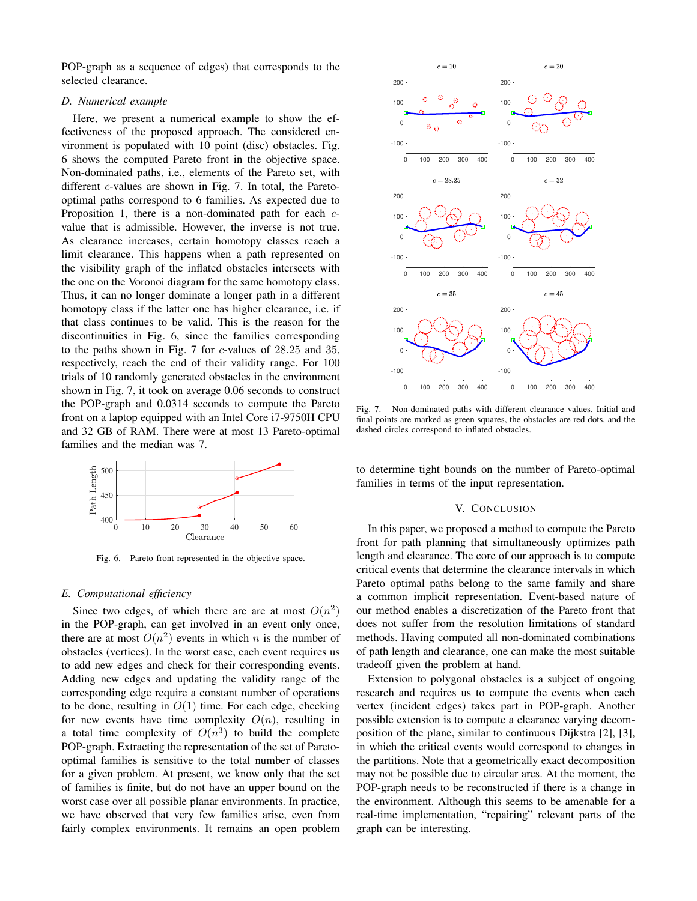POP-graph as a sequence of edges) that corresponds to the selected clearance.

### D. Numerical example

Here, we present a numerical example to show the effectiveness of the proposed approach. The considered environment is populated with 10 point (disc) obstacles. Fig. 6 shows the computed Pareto front in the objective space. Non-dominated paths, i.e., elements of the Pareto set, with different $c$-values are shown in Fig. 7. In total, the Pareto-optimal paths correspond to 6 families. As expected due to Proposition 1, there is a non-dominated path for each $c$-value that is admissible. However, the inverse is not true. As clearance increases, certain homotopy classes reach a limit clearance. This happens when a path represented on the visibility graph of the inflated obstacles intersects with the one on the Voronoi diagram for the same homotopy class. Thus, it can no longer dominate a longer path in a different homotopy class if the latter one has higher clearance, i.e. if that class continues to be valid. This is the reason for the discontinuities in Fig. 6, since the families corresponding to the paths shown in Fig. 7 for $c$-values of 28.25 and 35, respectively, reach the end of their validity range. For 100 trials of 10 randomly generated obstacles in the environment shown in Fig. 7, it took on average 0.06 seconds to construct the POP-graph and 0.0314 seconds to compute the Pareto front on a laptop equipped with an Intel Core i7-9750H CPU and 32 GB of RAM. There were at most 13 Pareto-optimal families and the median was 7.

Fig. 6. Pareto front represented in the objective space.

### E. Computational efficiency

Since two edges, of which there are are at most $O(n^2)$ in the POP-graph, can get involved in an event only once, there are at most $O(n^2)$ events in which $n$ is the number of obstacles (vertices). In the worst case, each event requires us to add new edges and check for their corresponding events. Adding new edges and updating the validity range of the corresponding edge require a constant number of operations to be done, resulting in $O(1)$ time. For each edge, checking for new events have time complexity $O(n)$, resulting in a total time complexity of $O(n^3)$ to build the complete POP-graph. Extracting the representation of the set of Pareto-optimal families is sensitive to the total number of classes for a given problem. At present, we know only that the set of families is finite, but do not have an upper bound on the worst case over all possible planar environments. In practice, we have observed that very few families arise, even from fairly complex environments. It remains an open problem to determine tight bounds on the number of Pareto-optimal families in terms of the input representation.

Fig. 7. Non-dominated paths with different clearance values. Initial and final points are marked as green squares, the obstacles are red dots, and the dashed circles correspond to inflated obstacles.

## V. CONCLUSION

In this paper, we proposed a method to compute the Pareto front for path planning that simultaneously optimizes path length and clearance. The core of our approach is to compute critical events that determine the clearance intervals in which Pareto optimal paths belong to the same family and share a common implicit representation. Event-based nature of our method enables a discretization of the Pareto front that does not suffer from the resolution limitations of standard methods. Having computed all non-dominated combinations of path length and clearance, one can make the most suitable tradeoff given the problem at hand.

Extension to polygonal obstacles is a subject of ongoing research and requires us to compute the events when each vertex (incident edges) takes part in POP-graph. Another possible extension is to compute a clearance varying decomposition of the plane, similar to continuous Dijkstra [2], [3], in which the critical events would correspond to changes in the partitions. Note that a geometrically exact decomposition may not be possible due to circular arcs. At the moment, the POP-graph needs to be reconstructed if there is a change in the environment. Although this seems to be amenable for a real-time implementation, "repairing" relevant parts of the graph can be interesting.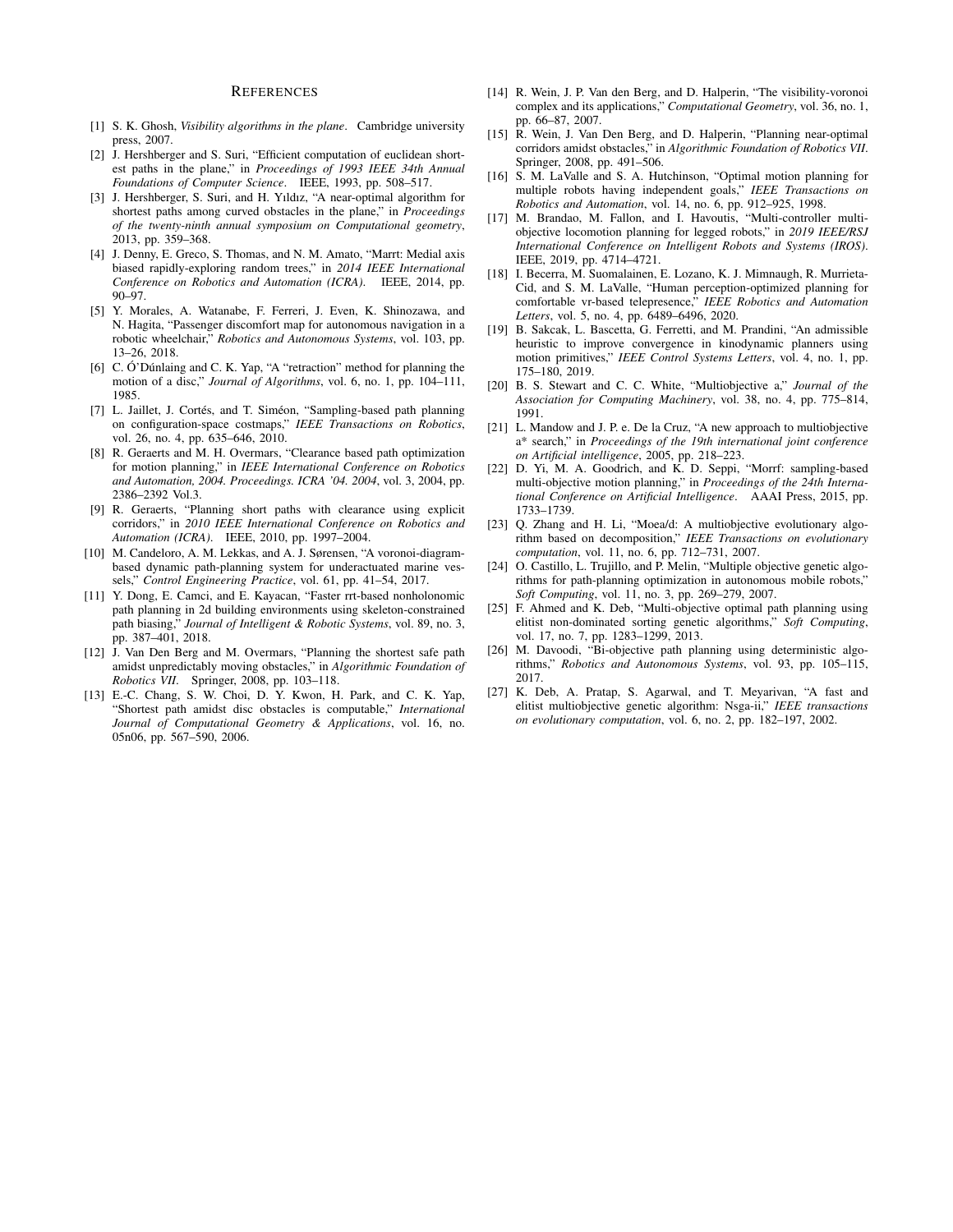## REFERENCES

[1] S. K. Ghosh, *Visibility algorithms in the plane*. Cambridge university press, 2007.

[2] J. Hershberger and S. Suri, "Efficient computation of euclidean shortest paths in the plane," in *Proceedings of 1993 IEEE 34th Annual Foundations of Computer Science*. IEEE, 1993, pp. 508–517.

[3] J. Hershberger, S. Suri, and H. Yıldız, "A near-optimal algorithm for shortest paths among curved obstacles in the plane," in *Proceedings of the twenty-ninth annual symposium on Computational geometry*, 2013, pp. 359–368.

[4] J. Denny, E. Greco, S. Thomas, and N. M. Amato, "Marrt: Medial axis biased rapidly-exploring random trees," in *2014 IEEE International Conference on Robotics and Automation (ICRA)*. IEEE, 2014, pp. 90–97.

[5] Y. Morales, A. Watanabe, F. Ferreri, J. Even, K. Shinozawa, and N. Hagita, "Passenger discomfort map for autonomous navigation in a robotic wheelchair," *Robotics and Autonomous Systems*, vol. 103, pp. 13–26, 2018.

[6] C. Ó'Dúnlaing and C. K. Yap, "A "retraction" method for planning the motion of a disc," *Journal of Algorithms*, vol. 6, no. 1, pp. 104–111, 1985.

[7] L. Jaillet, J. Cortés, and T. Siméon, "Sampling-based path planning on configuration-space costmaps," *IEEE Transactions on Robotics*, vol. 26, no. 4, pp. 635–646, 2010.

[8] R. Geraerts and M. H. Overmars, "Clearance based path optimization for motion planning," in *IEEE International Conference on Robotics and Automation, 2004. Proceedings. ICRA '04. 2004*, vol. 3, 2004, pp. 2386–2392 Vol.3.

[9] R. Geraerts, "Planning short paths with clearance using explicit corridors," in *2010 IEEE International Conference on Robotics and Automation (ICRA)*. IEEE, 2010, pp. 1997–2004.

[10] M. Candeloro, A. M. Lekkas, and A. J. Sørensen, "A voronoi-diagram-based dynamic path-planning system for underactuated marine vessels," *Control Engineering Practice*, vol. 61, pp. 41–54, 2017.

[11] Y. Dong, E. Camci, and E. Kayacan, "Faster rrt-based nonholonomic path planning in 2d building environments using skeleton-constrained path biasing," *Journal of Intelligent & Robotic Systems*, vol. 89, no. 3, pp. 387–401, 2018.

[12] J. Van Den Berg and M. Overmars, "Planning the shortest safe path amidst unpredictably moving obstacles," in *Algorithmic Foundation of Robotics VII*. Springer, 2008, pp. 103–118.

[13] E.-C. Chang, S. W. Choi, D. Y. Kwon, H. Park, and C. K. Yap, "Shortest path amidst disc obstacles is computable," *International Journal of Computational Geometry & Applications*, vol. 16, no. 05n06, pp. 567–590, 2006.

[14] R. Wein, J. P. Van den Berg, and D. Halperin, "The visibility-voronoi complex and its applications," *Computational Geometry*, vol. 36, no. 1, pp. 66–87, 2007.

[15] R. Wein, J. Van Den Berg, and D. Halperin, "Planning near-optimal corridors amidst obstacles," in *Algorithmic Foundation of Robotics VII*. Springer, 2008, pp. 491–506.

[16] S. M. LaValle and S. A. Hutchinson, "Optimal motion planning for multiple robots having independent goals," *IEEE Transactions on Robotics and Automation*, vol. 14, no. 6, pp. 912–925, 1998.

[17] M. Brandao, M. Fallon, and I. Havoutis, "Multi-controller multi-objective locomotion planning for legged robots," in *2019 IEEE/RSJ International Conference on Intelligent Robots and Systems (IROS)*. IEEE, 2019, pp. 4714–4721.

[18] I. Becerra, M. Suomalainen, E. Lozano, K. J. Mimnaugh, R. Murrieta-Cid, and S. M. LaValle, "Human perception-optimized planning for comfortable vr-based telepresence," *IEEE Robotics and Automation Letters*, vol. 5, no. 4, pp. 6489–6496, 2020.

[19] B. Sakcak, L. Bascetta, G. Ferretti, and M. Prandini, "An admissible heuristic to improve convergence in kinodynamic planners using motion primitives," *IEEE Control Systems Letters*, vol. 4, no. 1, pp. 175–180, 2019.

[20] B. S. Stewart and C. C. White, "Multiobjective a," *Journal of the Association for Computing Machinery*, vol. 38, no. 4, pp. 775–814, 1991.

[21] L. Mandow and J. P. e. De la Cruz, "A new approach to multiobjective a* search," in *Proceedings of the 19th international joint conference on Artificial intelligence*, 2005, pp. 218–223.

[22] D. Yi, M. A. Goodrich, and K. D. Seppi, "Morrf: sampling-based multi-objective motion planning," in *Proceedings of the 24th International Conference on Artificial Intelligence*. AAAI Press, 2015, pp. 1733–1739.

[23] Q. Zhang and H. Li, "Moea/d: A multiobjective evolutionary algorithm based on decomposition," *IEEE Transactions on evolutionary computation*, vol. 11, no. 6, pp. 712–731, 2007.

[24] O. Castillo, L. Trujillo, and P. Melin, "Multiple objective genetic algorithms for path-planning optimization in autonomous mobile robots," *Soft Computing*, vol. 11, no. 3, pp. 269–279, 2007.

[25] F. Ahmed and K. Deb, "Multi-objective optimal path planning using elitist non-dominated sorting genetic algorithms," *Soft Computing*, vol. 17, no. 7, pp. 1283–1299, 2013.

[26] M. Davoodi, "Bi-objective path planning using deterministic algorithms," *Robotics and Autonomous Systems*, vol. 93, pp. 105–115, 2017.

[27] K. Deb, A. Pratap, S. Agarwal, and T. Meyarivan, "A fast and elitist multiobjective genetic algorithm: Nsga-ii," *IEEE transactions on evolutionary computation*, vol. 6, no. 2, pp. 182–197, 2002.